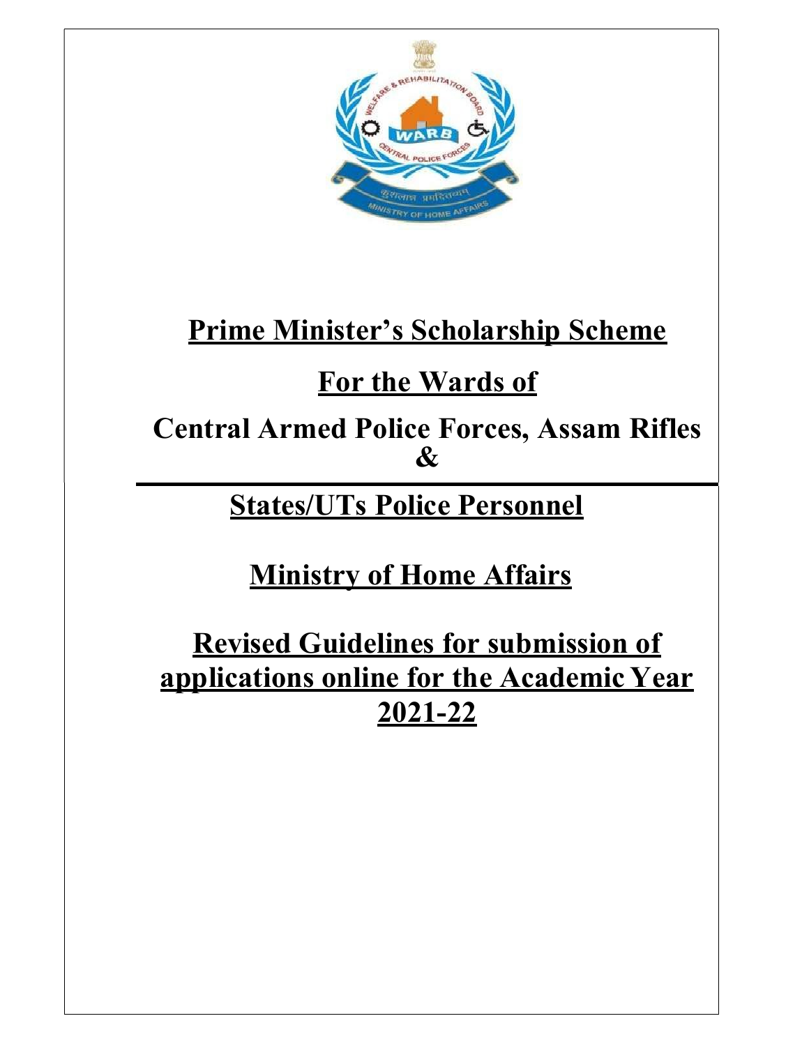# Prime Minister's Scholarship Scheme

## For the Wards of

## Central Armed Police Forces, Assam Rifles &

## States/UTs Police Personnel

## Ministry of Home Affairs

## Revised Guidelines for submission of applications online for the Academic Year 2021-22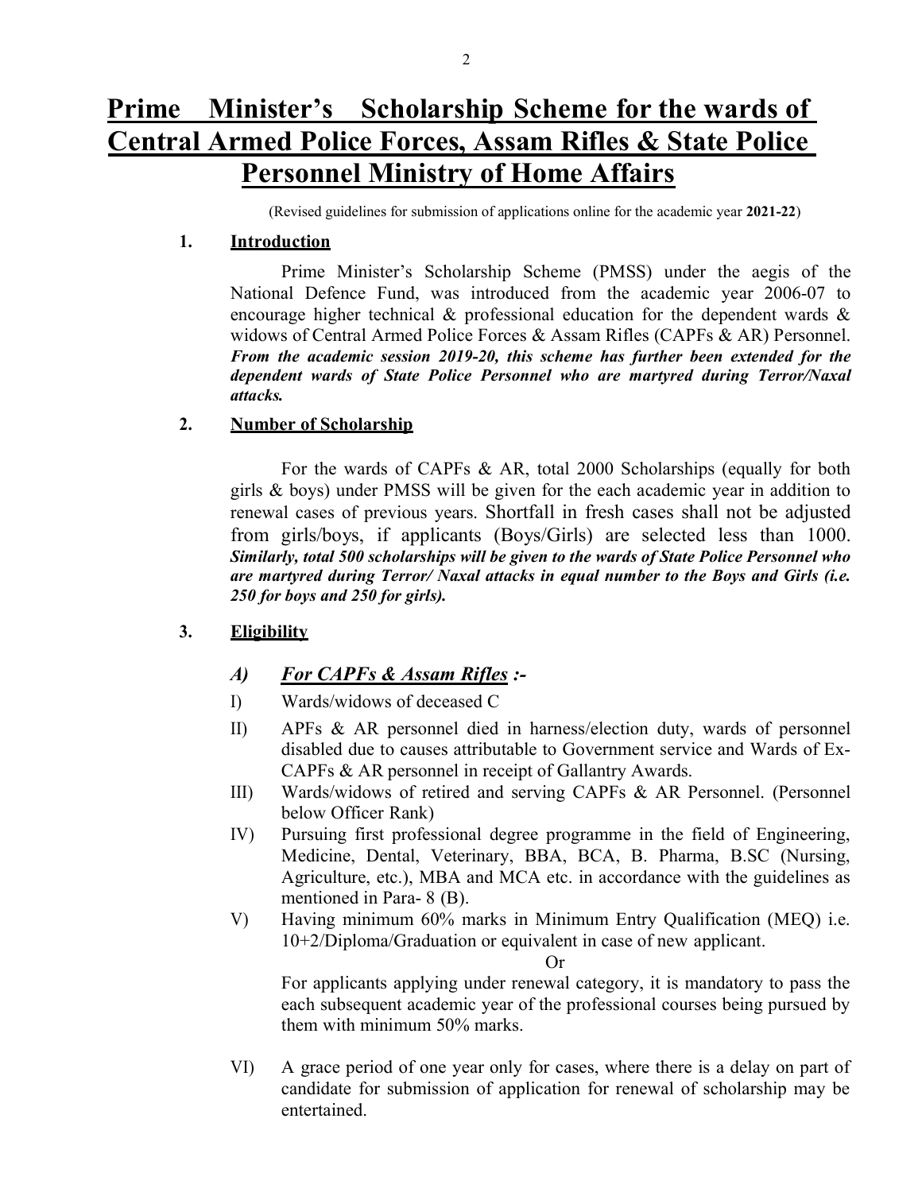# Prime Minister's Scholarship Scheme for the wards of Central Armed Police Forces, Assam Rifles & State Police Personnel Ministry of Home Affairs

(Revised guidelines for submission of applications online for the academic year **2021-22**)

## 1. Introduction

Prime Minister's Scholarship Scheme (PMSS) under the aegis of the National Defence Fund, was introduced from the academic year 2006-07 to encourage higher technical & professional education for the dependent wards & widows of Central Armed Police Forces & Assam Rifles (CAPFs & AR) Personnel. ***From the academic session 2019-20, this scheme has further been extended for the dependent wards of State Police Personnel who are martyred during Terror/Naxal attacks.***

## 2. Number of Scholarship

For the wards of CAPFs & AR, total 2000 Scholarships (equally for both girls & boys) under PMSS will be given for the each academic year in addition to renewal cases of previous years. Shortfall in fresh cases shall not be adjusted from girls/boys, if applicants (Boys/Girls) are selected less than 1000. ***Similarly, total 500 scholarships will be given to the wards of State Police Personnel who are martyred during Terror/ Naxal attacks in equal number to the Boys and Girls (i.e. 250 for boys and 250 for girls).***

## 3. Eligibility

### *A) For CAPFs & Assam Rifles :-*

I) Wards/widows of deceased C

II) APFs & AR personnel died in harness/election duty, wards of personnel disabled due to causes attributable to Government service and Wards of Ex-CAPFs & AR personnel in receipt of Gallantry Awards.

III) Wards/widows of retired and serving CAPFs & AR Personnel. (Personnel below Officer Rank)

IV) Pursuing first professional degree programme in the field of Engineering, Medicine, Dental, Veterinary, BBA, BCA, B. Pharma, B.SC (Nursing, Agriculture, etc.), MBA and MCA etc. in accordance with the guidelines as mentioned in Para- 8 (B).

V) Having minimum 60% marks in Minimum Entry Qualification (MEQ) i.e. 10+2/Diploma/Graduation or equivalent in case of new applicant.

Or

For applicants applying under renewal category, it is mandatory to pass the each subsequent academic year of the professional courses being pursued by them with minimum 50% marks.

VI) A grace period of one year only for cases, where there is a delay on part of candidate for submission of application for renewal of scholarship may be entertained.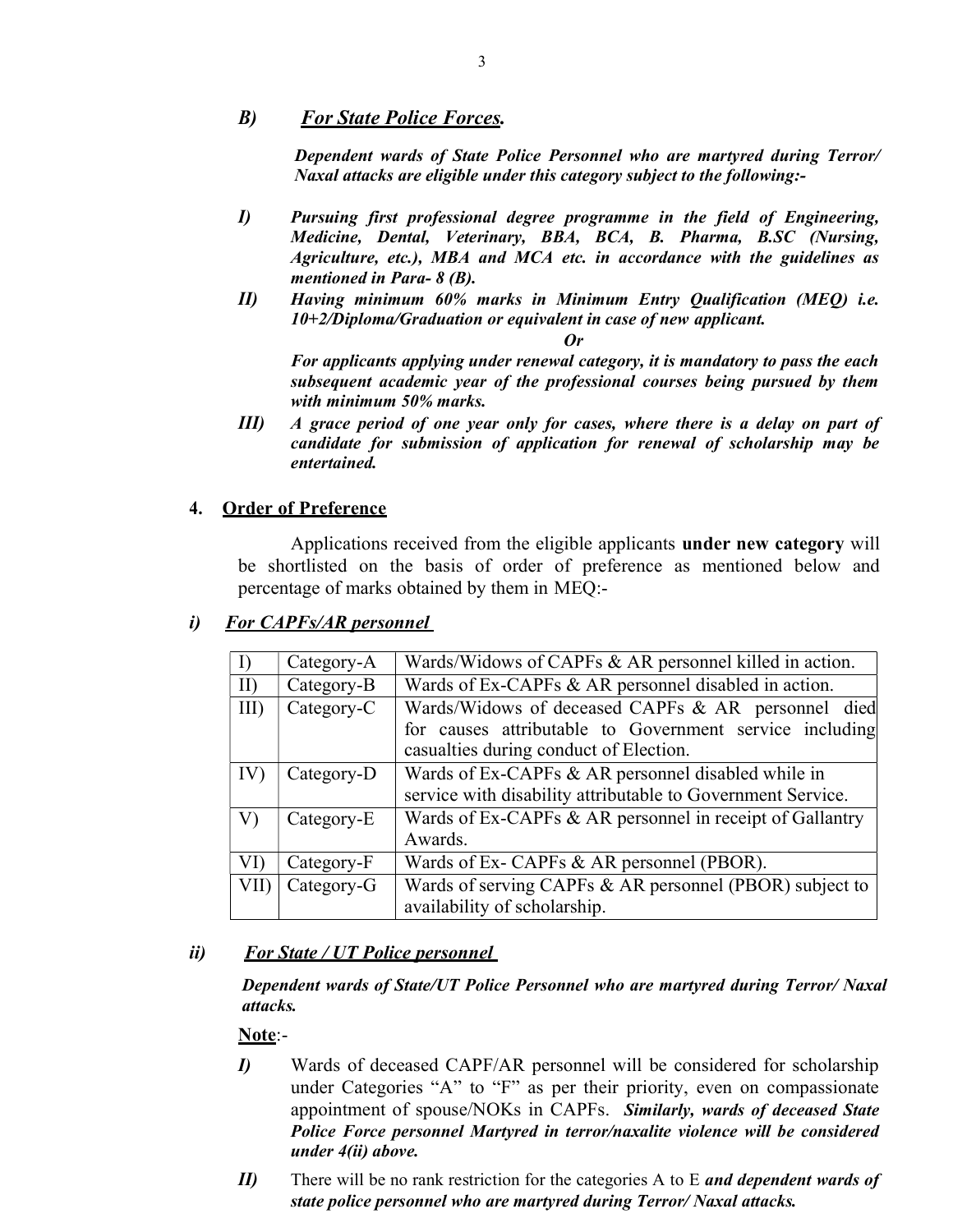### B) ***For State Police Forces.***

***Dependent wards of State Police Personnel who are martyred during Terror/ Naxal attacks are eligible under this category subject to the following:-***

***I)*** ***Pursuing first professional degree programme in the field of Engineering, Medicine, Dental, Veterinary, BBA, BCA, B. Pharma, B.SC (Nursing, Agriculture, etc.), MBA and MCA etc. in accordance with the guidelines as mentioned in Para- 8 (B).***

***II)*** ***Having minimum 60% marks in Minimum Entry Qualification (MEQ) i.e. 10+2/Diploma/Graduation or equivalent in case of new applicant.***

***Or***

***For applicants applying under renewal category, it is mandatory to pass the each subsequent academic year of the professional courses being pursued by them with minimum 50% marks.***

***III)*** ***A grace period of one year only for cases, where there is a delay on part of candidate for submission of application for renewal of scholarship may be entertained.***

## 4. Order of Preference

Applications received from the eligible applicants **under new category** will be shortlisted on the basis of order of preference as mentioned below and percentage of marks obtained by them in MEQ:-

***i)*** ***For CAPFs/AR personnel***

| | | |
|---|---|---|
| I) | Category-A | Wards/Widows of CAPFs & AR personnel killed in action. |
| II) | Category-B | Wards of Ex-CAPFs & AR personnel disabled in action. |
| III) | Category-C | Wards/Widows of deceased CAPFs & AR personnel died for causes attributable to Government service including casualties during conduct of Election. |
| IV) | Category-D | Wards of Ex-CAPFs & AR personnel disabled while in service with disability attributable to Government Service. |
| V) | Category-E | Wards of Ex-CAPFs & AR personnel in receipt of Gallantry Awards. |
| VI) | Category-F | Wards of Ex- CAPFs & AR personnel (PBOR). |
| VII) | Category-G | Wards of serving CAPFs & AR personnel (PBOR) subject to availability of scholarship. |

***ii)*** ***For State / UT Police personnel***

***Dependent wards of State/UT Police Personnel who are martyred during Terror/ Naxal attacks.***

**Note**:-

***I)*** Wards of deceased CAPF/AR personnel will be considered for scholarship under Categories "A" to "F" as per their priority, even on compassionate appointment of spouse/NOKs in CAPFs. ***Similarly, wards of deceased State Police Force personnel Martyred in terror/naxalite violence will be considered under 4(ii) above.***

***II)*** There will be no rank restriction for the categories A to E ***and dependent wards of state police personnel who are martyred during Terror/ Naxal attacks.***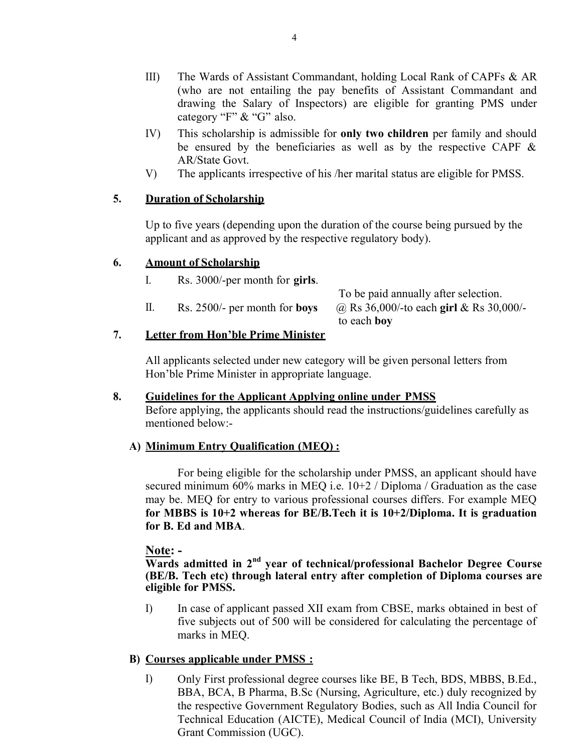III) The Wards of Assistant Commandant, holding Local Rank of CAPFs & AR (who are not entailing the pay benefits of Assistant Commandant and drawing the Salary of Inspectors) are eligible for granting PMS under category "F" & "G" also.

IV) This scholarship is admissible for **only two children** per family and should be ensured by the beneficiaries as well as by the respective CAPF & AR/State Govt.

V) The applicants irrespective of his /her marital status are eligible for PMSS.

## 5. Duration of Scholarship

Up to five years (depending upon the duration of the course being pursued by the applicant and as approved by the respective regulatory body).

## 6. Amount of Scholarship

I. Rs. 3000/-per month for **girls**.

II. Rs. 2500/- per month for **boys**

To be paid annually after selection. @ Rs 36,000/-to each **girl** & Rs 30,000/- to each **boy**

## 7. Letter from Hon'ble Prime Minister

All applicants selected under new category will be given personal letters from Hon'ble Prime Minister in appropriate language.

## 8. Guidelines for the Applicant Applying online under PMSS

Before applying, the applicants should read the instructions/guidelines carefully as mentioned below:-

### A) Minimum Entry Qualification (MEQ) :

For being eligible for the scholarship under PMSS, an applicant should have secured minimum 60% marks in MEQ i.e. 10+2 / Diploma / Graduation as the case may be. MEQ for entry to various professional courses differs. For example MEQ **for MBBS is 10+2 whereas for BE/B.Tech it is 10+2/Diploma. It is graduation for B. Ed and MBA**.

**Note: -**

**Wards admitted in 2nd year of technical/professional Bachelor Degree Course (BE/B. Tech etc) through lateral entry after completion of Diploma courses are eligible for PMSS.**

I) In case of applicant passed XII exam from CBSE, marks obtained in best of five subjects out of 500 will be considered for calculating the percentage of marks in MEQ.

### B) Courses applicable under PMSS :

I) Only First professional degree courses like BE, B Tech, BDS, MBBS, B.Ed., BBA, BCA, B Pharma, B.Sc (Nursing, Agriculture, etc.) duly recognized by the respective Government Regulatory Bodies, such as All India Council for Technical Education (AICTE), Medical Council of India (MCI), University Grant Commission (UGC).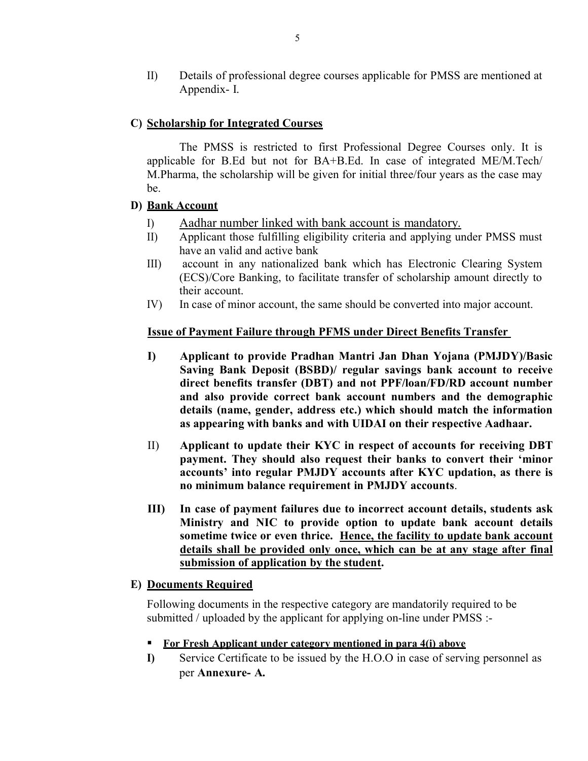II) Details of professional degree courses applicable for PMSS are mentioned at Appendix- I.

**C) <u>Scholarship for Integrated Courses</u>**

The PMSS is restricted to first Professional Degree Courses only. It is applicable for B.Ed but not for BA+B.Ed. In case of integrated ME/M.Tech/ M.Pharma, the scholarship will be given for initial three/four years as the case may be.

**D) <u>Bank Account</u>**

I) <u>Aadhar number linked with bank account is mandatory.</u>

II) Applicant those fulfilling eligibility criteria and applying under PMSS must have an valid and active bank

III) account in any nationalized bank which has Electronic Clearing System (ECS)/Core Banking, to facilitate transfer of scholarship amount directly to their account.

IV) In case of minor account, the same should be converted into major account.

**<u>Issue of Payment Failure through PFMS under Direct Benefits Transfer</u>**

**I) Applicant to provide Pradhan Mantri Jan Dhan Yojana (PMJDY)/Basic Saving Bank Deposit (BSBD)/ regular savings bank account to receive direct benefits transfer (DBT) and not PPF/loan/FD/RD account number and also provide correct bank account numbers and the demographic details (name, gender, address etc.) which should match the information as appearing with banks and with UIDAI on their respective Aadhaar.**

II) **Applicant to update their KYC in respect of accounts for receiving DBT payment. They should also request their banks to convert their 'minor accounts' into regular PMJDY accounts after KYC updation, as there is no minimum balance requirement in PMJDY accounts**.

**III) In case of payment failures due to incorrect account details, students ask Ministry and NIC to provide option to update bank account details sometime twice or even thrice. <u>Hence, the facility to update bank account details shall be provided only once, which can be at any stage after final submission of application by the student</u>.**

**E) <u>Documents Required</u>**

Following documents in the respective category are mandatorily required to be submitted / uploaded by the applicant for applying on-line under PMSS :-

- **<u>For Fresh Applicant under category mentioned in para 4(i) above</u>**

**I)** Service Certificate to be issued by the H.O.O in case of serving personnel as per **Annexure- A.**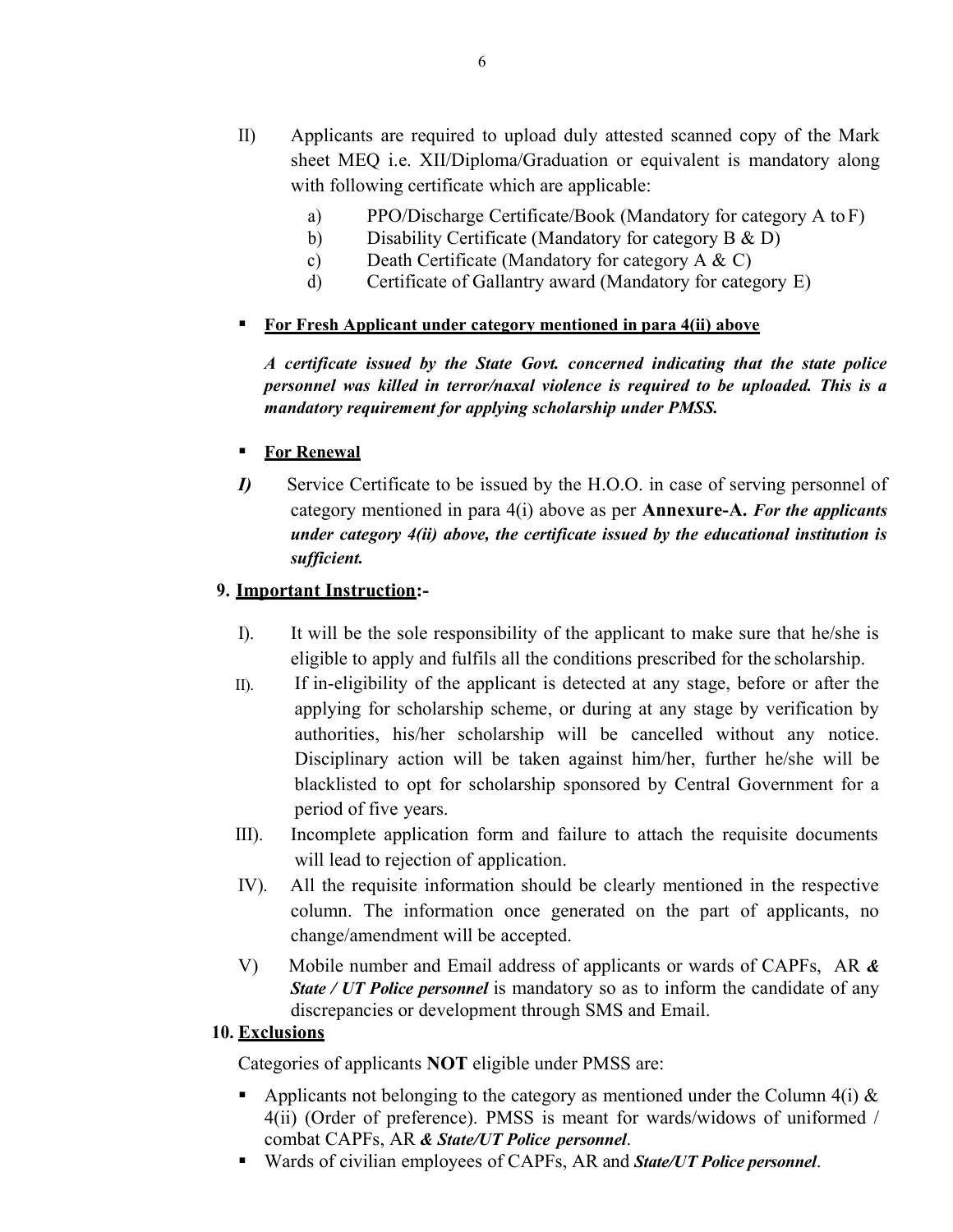II) Applicants are required to upload duly attested scanned copy of the Mark sheet MEQ i.e. XII/Diploma/Graduation or equivalent is mandatory along with following certificate which are applicable:

   a) PPO/Discharge Certificate/Book (Mandatory for category A to F)
   b) Disability Certificate (Mandatory for category B & D)
   c) Death Certificate (Mandatory for category A & C)
   d) Certificate of Gallantry award (Mandatory for category E)

- **For Fresh Applicant under category mentioned in para 4(ii) above**

  ***A certificate issued by the State Govt. concerned indicating that the state police personnel was killed in terror/naxal violence is required to be uploaded. This is a mandatory requirement for applying scholarship under PMSS.***

- **For Renewal**

***I)*** Service Certificate to be issued by the H.O.O. in case of serving personnel of category mentioned in para 4(i) above as per **Annexure-A.** ***For the applicants under category 4(ii) above, the certificate issued by the educational institution is sufficient.***

**9. Important Instruction:-**

I). It will be the sole responsibility of the applicant to make sure that he/she is eligible to apply and fulfils all the conditions prescribed for the scholarship.

II). If in-eligibility of the applicant is detected at any stage, before or after the applying for scholarship scheme, or during at any stage by verification by authorities, his/her scholarship will be cancelled without any notice. Disciplinary action will be taken against him/her, further he/she will be blacklisted to opt for scholarship sponsored by Central Government for a period of five years.

III). Incomplete application form and failure to attach the requisite documents will lead to rejection of application.

IV). All the requisite information should be clearly mentioned in the respective column. The information once generated on the part of applicants, no change/amendment will be accepted.

V) Mobile number and Email address of applicants or wards of CAPFs, AR ***& State / UT Police personnel*** is mandatory so as to inform the candidate of any discrepancies or development through SMS and Email.

**10. Exclusions**

Categories of applicants **NOT** eligible under PMSS are:

- Applicants not belonging to the category as mentioned under the Column 4(i) & 4(ii) (Order of preference). PMSS is meant for wards/widows of uniformed / combat CAPFs, AR ***& State/UT Police personnel***.
- Wards of civilian employees of CAPFs, AR and ***State/UT Police personnel***.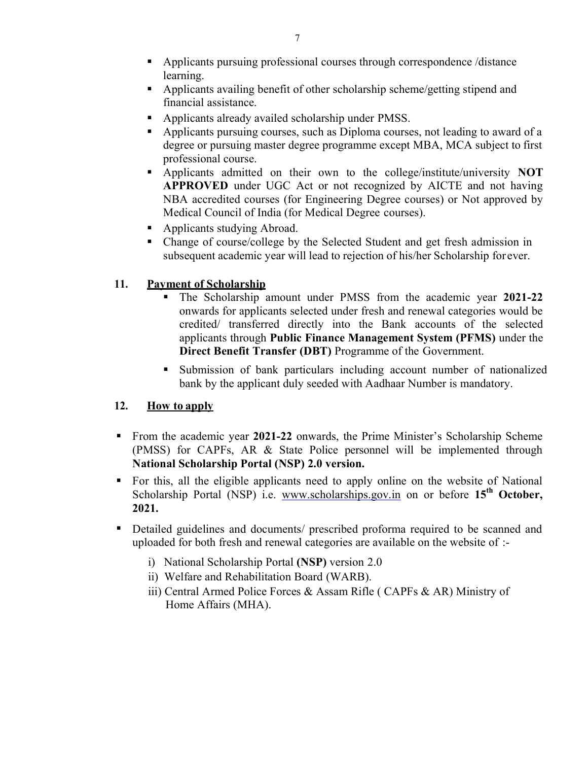- Applicants pursuing professional courses through correspondence /distance learning.
- Applicants availing benefit of other scholarship scheme/getting stipend and financial assistance.
- Applicants already availed scholarship under PMSS.
- Applicants pursuing courses, such as Diploma courses, not leading to award of a degree or pursuing master degree programme except MBA, MCA subject to first professional course.
- Applicants admitted on their own to the college/institute/university **NOT APPROVED** under UGC Act or not recognized by AICTE and not having NBA accredited courses (for Engineering Degree courses) or Not approved by Medical Council of India (for Medical Degree courses).
- Applicants studying Abroad.
- Change of course/college by the Selected Student and get fresh admission in subsequent academic year will lead to rejection of his/her Scholarship for ever.

## 11. Payment of Scholarship

- The Scholarship amount under PMSS from the academic year **2021-22** onwards for applicants selected under fresh and renewal categories would be credited/ transferred directly into the Bank accounts of the selected applicants through **Public Finance Management System (PFMS)** under the **Direct Benefit Transfer (DBT)** Programme of the Government.
- Submission of bank particulars including account number of nationalized bank by the applicant duly seeded with Aadhaar Number is mandatory.

## 12. How to apply

- From the academic year **2021-22** onwards, the Prime Minister's Scholarship Scheme (PMSS) for CAPFs, AR & State Police personnel will be implemented through **National Scholarship Portal (NSP) 2.0 version.**
- For this, all the eligible applicants need to apply online on the website of National Scholarship Portal (NSP) i.e. www.scholarships.gov.in on or before **15th October, 2021.**
- Detailed guidelines and documents/ prescribed proforma required to be scanned and uploaded for both fresh and renewal categories are available on the website of :-
  - i) National Scholarship Portal **(NSP)** version 2.0
  - ii) Welfare and Rehabilitation Board (WARB).
  - iii) Central Armed Police Forces & Assam Rifle ( CAPFs & AR) Ministry of Home Affairs (MHA).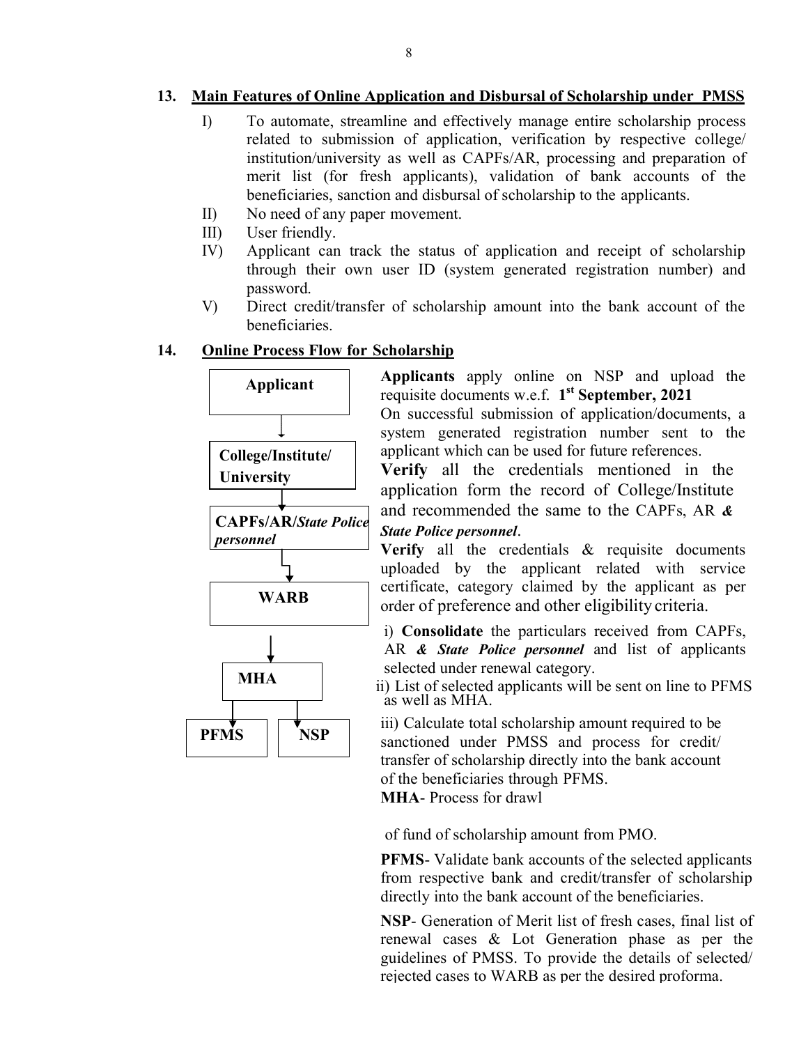## 13. Main Features of Online Application and Disbursal of Scholarship under PMSS

I) To automate, streamline and effectively manage entire scholarship process related to submission of application, verification by respective college/ institution/university as well as CAPFs/AR, processing and preparation of merit list (for fresh applicants), validation of bank accounts of the beneficiaries, sanction and disbursal of scholarship to the applicants.

II) No need of any paper movement.

III) User friendly.

IV) Applicant can track the status of application and receipt of scholarship through their own user ID (system generated registration number) and password.

V) Direct credit/transfer of scholarship amount into the bank account of the beneficiaries.

## 14. Online Process Flow for Scholarship

**Applicant** → **College/Institute/ University** → **CAPFs/AR/*State Police personnel*** → **WARB** → **MHA** → **PFMS** / **NSP**

**Applicants** apply online on NSP and upload the requisite documents w.e.f. **1st September, 2021**

On successful submission of application/documents, a system generated registration number sent to the applicant which can be used for future references.

**Verify** all the credentials mentioned in the application form the record of College/Institute and recommended the same to the CAPFs, AR ***& State Police personnel***.

**Verify** all the credentials & requisite documents uploaded by the applicant related with service certificate, category claimed by the applicant as per order of preference and other eligibility criteria.

i) **Consolidate** the particulars received from CAPFs, AR ***& State Police personnel*** and list of applicants selected under renewal category.

ii) List of selected applicants will be sent on line to PFMS as well as MHA.

iii) Calculate total scholarship amount required to be sanctioned under PMSS and process for credit/ transfer of scholarship directly into the bank account of the beneficiaries through PFMS.

**MHA**- Process for drawl of fund of scholarship amount from PMO.

**PFMS**- Validate bank accounts of the selected applicants from respective bank and credit/transfer of scholarship directly into the bank account of the beneficiaries.

**NSP**- Generation of Merit list of fresh cases, final list of renewal cases & Lot Generation phase as per the guidelines of PMSS. To provide the details of selected/ rejected cases to WARB as per the desired proforma.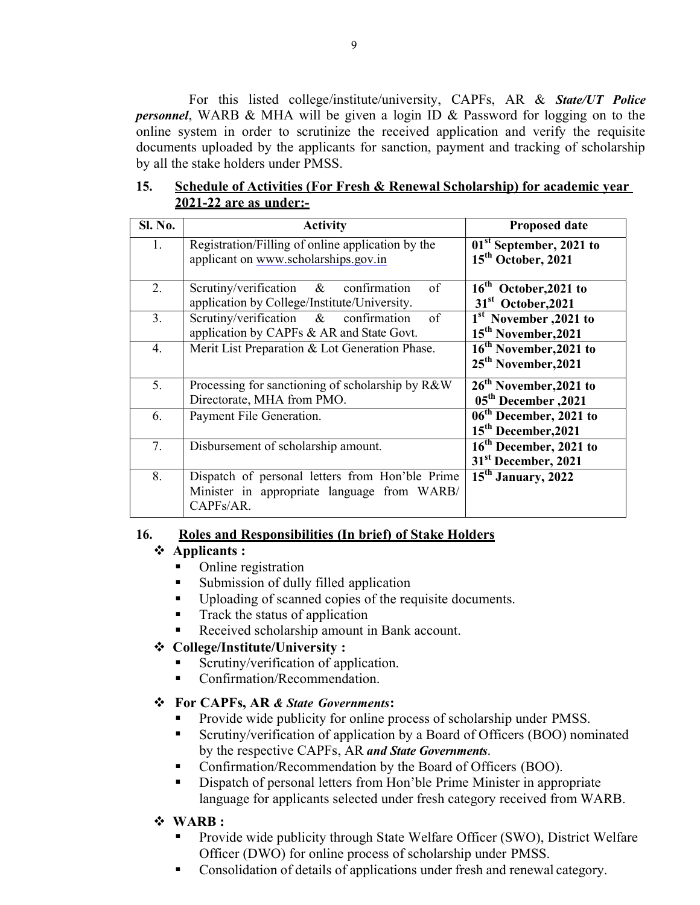For this listed college/institute/university, CAPFs, AR & ***State/UT Police personnel***, WARB & MHA will be given a login ID & Password for logging on to the online system in order to scrutinize the received application and verify the requisite documents uploaded by the applicants for sanction, payment and tracking of scholarship by all the stake holders under PMSS.

## 15. Schedule of Activities (For Fresh & Renewal Scholarship) for academic year 2021-22 are as under:-

| Sl. No. | Activity | Proposed date |
|---|---|---|
| 1. | Registration/Filling of online application by the applicant on www.scholarships.gov.in | **01st September, 2021 to 15th October, 2021** |
| 2. | Scrutiny/verification & confirmation of application by College/Institute/University. | **16th October,2021 to 31st October,2021** |
| 3. | Scrutiny/verification & confirmation of application by CAPFs & AR and State Govt. | **1st November ,2021 to 15th November,2021** |
| 4. | Merit List Preparation & Lot Generation Phase. | **16th November,2021 to 25th November,2021** |
| 5. | Processing for sanctioning of scholarship by R&W Directorate, MHA from PMO. | **26th November,2021 to 05th December ,2021** |
| 6. | Payment File Generation. | **06th December, 2021 to 15th December,2021** |
| 7. | Disbursement of scholarship amount. | **16th December, 2021 to 31st December, 2021** |
| 8. | Dispatch of personal letters from Hon'ble Prime Minister in appropriate language from WARB/ CAPFs/AR. | **15th January, 2022** |

## 16. Roles and Responsibilities (In brief) of Stake Holders

- **Applicants :**
  - Online registration
  - Submission of dully filled application
  - Uploading of scanned copies of the requisite documents.
  - Track the status of application
  - Received scholarship amount in Bank account.
- **College/Institute/University :**
  - Scrutiny/verification of application.
  - Confirmation/Recommendation.
- **For CAPFs, AR *& State Governments*:**
  - Provide wide publicity for online process of scholarship under PMSS.
  - Scrutiny/verification of application by a Board of Officers (BOO) nominated by the respective CAPFs, AR ***and State Governments***.
  - Confirmation/Recommendation by the Board of Officers (BOO).
  - Dispatch of personal letters from Hon'ble Prime Minister in appropriate language for applicants selected under fresh category received from WARB.
- **WARB :**
  - Provide wide publicity through State Welfare Officer (SWO), District Welfare Officer (DWO) for online process of scholarship under PMSS.
  - Consolidation of details of applications under fresh and renewal category.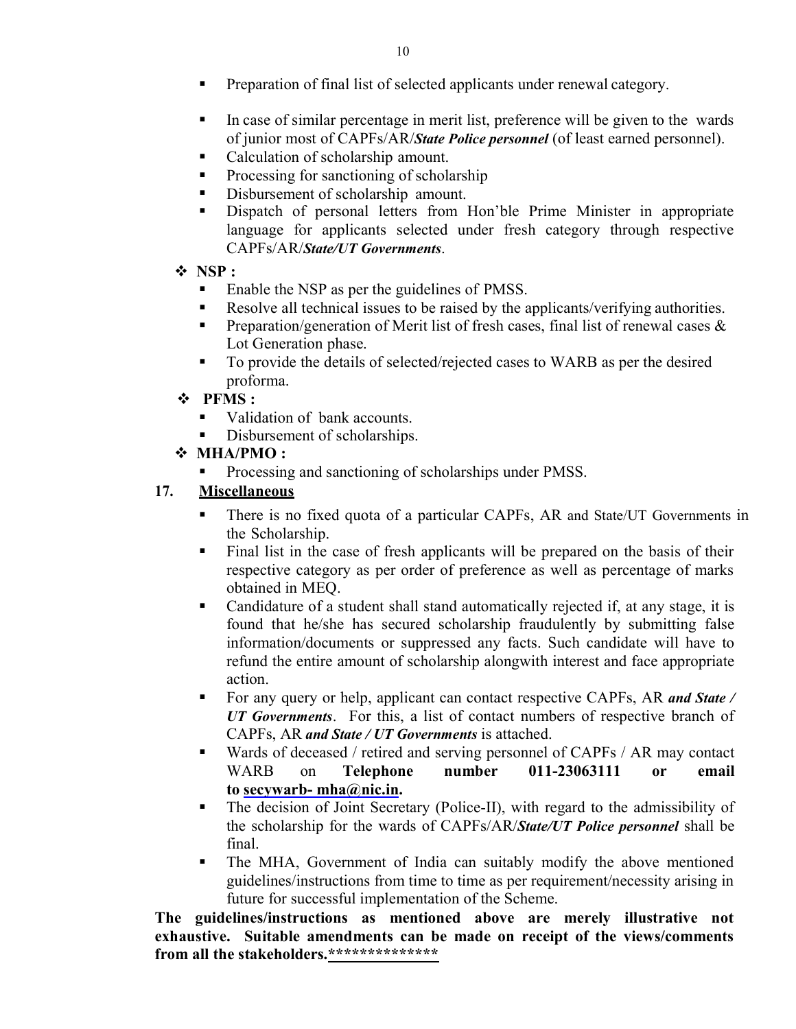- Preparation of final list of selected applicants under renewal category.

- In case of similar percentage in merit list, preference will be given to the wards of junior most of CAPFs/AR/***State Police personnel*** (of least earned personnel).
- Calculation of scholarship amount.
- Processing for sanctioning of scholarship
- Disbursement of scholarship amount.
- Dispatch of personal letters from Hon'ble Prime Minister in appropriate language for applicants selected under fresh category through respective CAPFs/AR/***State/UT Governments***.

- **NSP :**
  - Enable the NSP as per the guidelines of PMSS.
  - Resolve all technical issues to be raised by the applicants/verifying authorities.
  - Preparation/generation of Merit list of fresh cases, final list of renewal cases & Lot Generation phase.
  - To provide the details of selected/rejected cases to WARB as per the desired proforma.
- **PFMS :**
  - Validation of bank accounts.
  - Disbursement of scholarships.
- **MHA/PMO :**
  - Processing and sanctioning of scholarships under PMSS.

**17. <u>Miscellaneous</u>**

- There is no fixed quota of a particular CAPFs, AR and State/UT Governments in the Scholarship.
- Final list in the case of fresh applicants will be prepared on the basis of their respective category as per order of preference as well as percentage of marks obtained in MEQ.
- Candidature of a student shall stand automatically rejected if, at any stage, it is found that he/she has secured scholarship fraudulently by submitting false information/documents or suppressed any facts. Such candidate will have to refund the entire amount of scholarship alongwith interest and face appropriate action.
- For any query or help, applicant can contact respective CAPFs, AR ***and State / UT Governments***. For this, a list of contact numbers of respective branch of CAPFs, AR ***and State / UT Governments*** is attached.
- Wards of deceased / retired and serving personnel of CAPFs / AR may contact WARB on **Telephone number 011-23063111 or email to <u>secywarb- mha@nic.in</u>.**
- The decision of Joint Secretary (Police-II), with regard to the admissibility of the scholarship for the wards of CAPFs/AR/***State/UT Police personnel*** shall be final.
- The MHA, Government of India can suitably modify the above mentioned guidelines/instructions from time to time as per requirement/necessity arising in future for successful implementation of the Scheme.

**The guidelines/instructions as mentioned above are merely illustrative not exhaustive. Suitable amendments can be made on receipt of the views/comments from all the stakeholders.**<u>**************</u>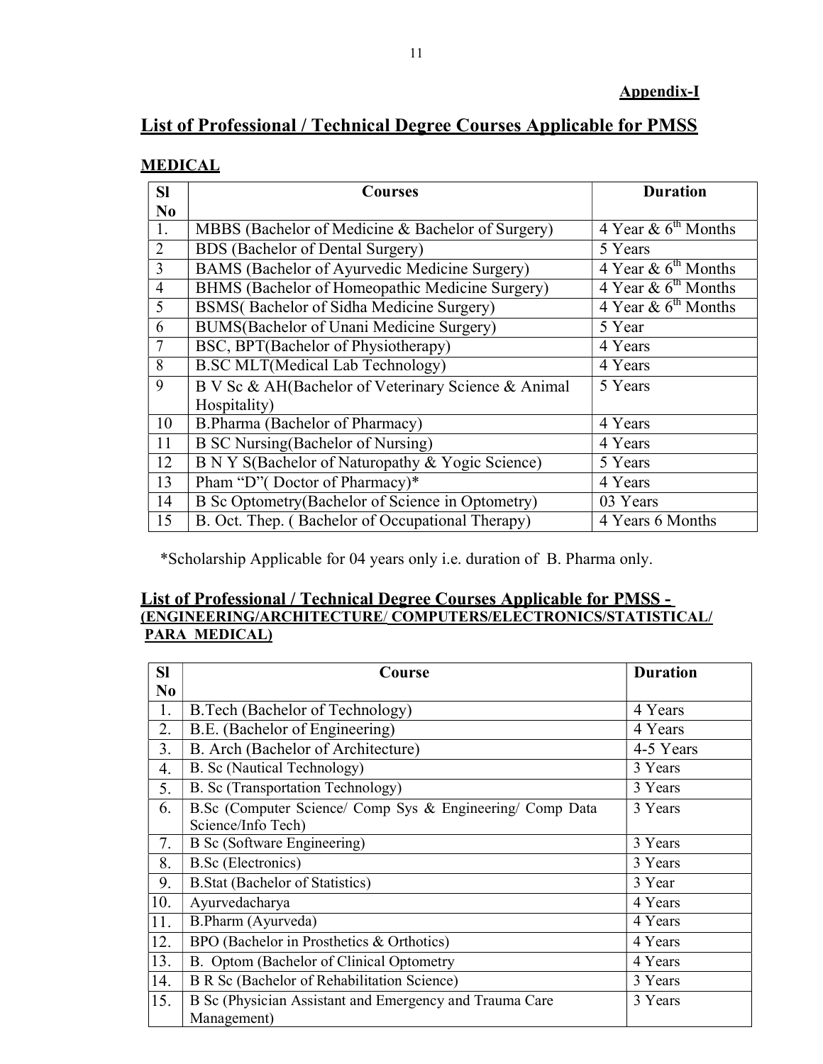**Appendix-I**

## List of Professional / Technical Degree Courses Applicable for PMSS

### MEDICAL

| Sl No | Courses | Duration |
|---|---|---|
| 1. | MBBS (Bachelor of Medicine & Bachelor of Surgery) | 4 Year & 6th Months |
| 2 | BDS (Bachelor of Dental Surgery) | 5 Years |
| 3 | BAMS (Bachelor of Ayurvedic Medicine Surgery) | 4 Year & 6th Months |
| 4 | BHMS (Bachelor of Homeopathic Medicine Surgery) | 4 Year & 6th Months |
| 5 | BSMS( Bachelor of Sidha Medicine Surgery) | 4 Year & 6th Months |
| 6 | BUMS(Bachelor of Unani Medicine Surgery) | 5 Year |
| 7 | BSC, BPT(Bachelor of Physiotherapy) | 4 Years |
| 8 | B.SC MLT(Medical Lab Technology) | 4 Years |
| 9 | B V Sc & AH(Bachelor of Veterinary Science & Animal Hospitality) | 5 Years |
| 10 | B.Pharma (Bachelor of Pharmacy) | 4 Years |
| 11 | B SC Nursing(Bachelor of Nursing) | 4 Years |
| 12 | B N Y S(Bachelor of Naturopathy & Yogic Science) | 5 Years |
| 13 | Pham "D"( Doctor of Pharmacy)* | 4 Years |
| 14 | B Sc Optometry(Bachelor of Science in Optometry) | 03 Years |
| 15 | B. Oct. Thep. ( Bachelor of Occupational Therapy) | 4 Years 6 Months |

*Scholarship Applicable for 04 years only i.e. duration of B. Pharma only.

### List of Professional / Technical Degree Courses Applicable for PMSS - (ENGINEERING/ARCHITECTURE/ COMPUTERS/ELECTRONICS/STATISTICAL/ PARA MEDICAL)

| Sl No | Course | Duration |
|---|---|---|
| 1. | B.Tech (Bachelor of Technology) | 4 Years |
| 2. | B.E. (Bachelor of Engineering) | 4 Years |
| 3. | B. Arch (Bachelor of Architecture) | 4-5 Years |
| 4. | B. Sc (Nautical Technology) | 3 Years |
| 5. | B. Sc (Transportation Technology) | 3 Years |
| 6. | B.Sc (Computer Science/ Comp Sys & Engineering/ Comp Data Science/Info Tech) | 3 Years |
| 7. | B Sc (Software Engineering) | 3 Years |
| 8. | B.Sc (Electronics) | 3 Years |
| 9. | B.Stat (Bachelor of Statistics) | 3 Year |
| 10. | Ayurvedacharya | 4 Years |
| 11. | B.Pharm (Ayurveda) | 4 Years |
| 12. | BPO (Bachelor in Prosthetics & Orthotics) | 4 Years |
| 13. | B. Optom (Bachelor of Clinical Optometry | 4 Years |
| 14. | B R Sc (Bachelor of Rehabilitation Science) | 3 Years |
| 15. | B Sc (Physician Assistant and Emergency and Trauma Care Management) | 3 Years |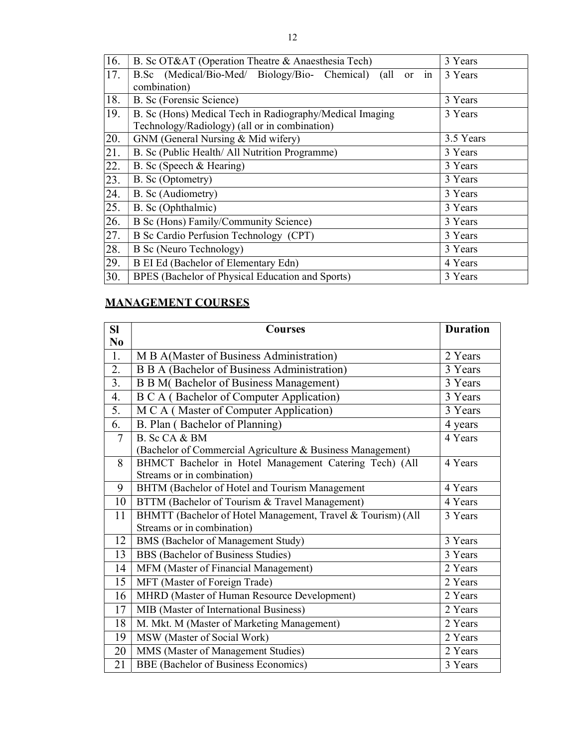| | | |
|---|---|---|
| 16. | B. Sc OT&AT (Operation Theatre & Anaesthesia Tech) | 3 Years |
| 17. | B.Sc (Medical/Bio-Med/ Biology/Bio- Chemical) (all or in combination) | 3 Years |
| 18. | B. Sc (Forensic Science) | 3 Years |
| 19. | B. Sc (Hons) Medical Tech in Radiography/Medical Imaging Technology/Radiology) (all or in combination) | 3 Years |
| 20. | GNM (General Nursing & Mid wifery) | 3.5 Years |
| 21. | B. Sc (Public Health/ All Nutrition Programme) | 3 Years |
| 22. | B. Sc (Speech & Hearing) | 3 Years |
| 23. | B. Sc (Optometry) | 3 Years |
| 24. | B. Sc (Audiometry) | 3 Years |
| 25. | B. Sc (Ophthalmic) | 3 Years |
| 26. | B Sc (Hons) Family/Community Science) | 3 Years |
| 27. | B Sc Cardio Perfusion Technology (CPT) | 3 Years |
| 28. | B Sc (Neuro Technology) | 3 Years |
| 29. | B EI Ed (Bachelor of Elementary Edn) | 4 Years |
| 30. | BPES (Bachelor of Physical Education and Sports) | 3 Years |

## MANAGEMENT COURSES

| Sl No | Courses | Duration |
|---|---|---|
| 1. | M B A(Master of Business Administration) | 2 Years |
| 2. | B B A (Bachelor of Business Administration) | 3 Years |
| 3. | B B M( Bachelor of Business Management) | 3 Years |
| 4. | B C A ( Bachelor of Computer Application) | 3 Years |
| 5. | M C A ( Master of Computer Application) | 3 Years |
| 6. | B. Plan ( Bachelor of Planning) | 4 years |
| 7 | B. Sc CA & BM (Bachelor of Commercial Agriculture & Business Management) | 4 Years |
| 8 | BHMCT Bachelor in Hotel Management Catering Tech) (All Streams or in combination) | 4 Years |
| 9 | BHTM (Bachelor of Hotel and Tourism Management | 4 Years |
| 10 | BTTM (Bachelor of Tourism & Travel Management) | 4 Years |
| 11 | BHMTT (Bachelor of Hotel Management, Travel & Tourism) (All Streams or in combination) | 3 Years |
| 12 | BMS (Bachelor of Management Study) | 3 Years |
| 13 | BBS (Bachelor of Business Studies) | 3 Years |
| 14 | MFM (Master of Financial Management) | 2 Years |
| 15 | MFT (Master of Foreign Trade) | 2 Years |
| 16 | MHRD (Master of Human Resource Development) | 2 Years |
| 17 | MIB (Master of International Business) | 2 Years |
| 18 | M. Mkt. M (Master of Marketing Management) | 2 Years |
| 19 | MSW (Master of Social Work) | 2 Years |
| 20 | MMS (Master of Management Studies) | 2 Years |
| 21 | BBE (Bachelor of Business Economics) | 3 Years |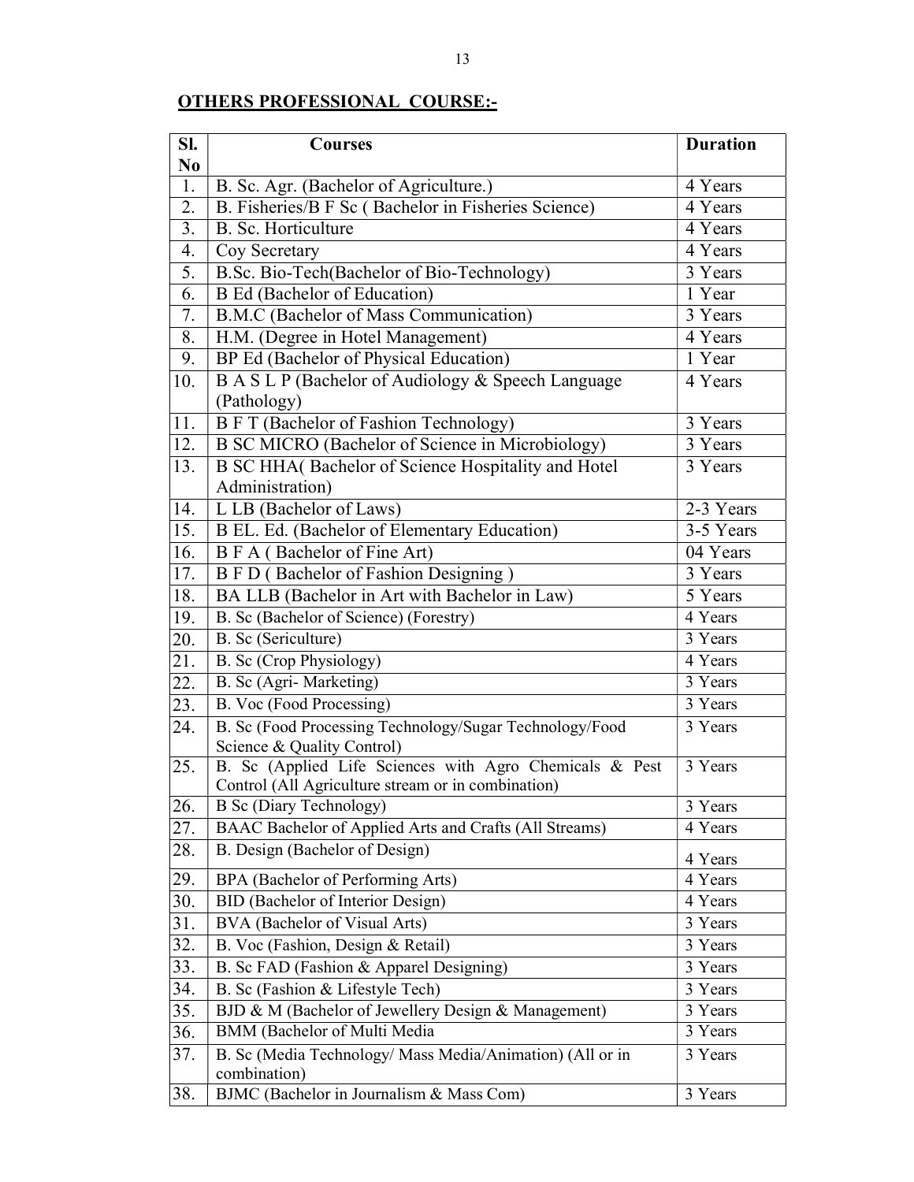## OTHERS PROFESSIONAL COURSE:-

| Sl. No | Courses | Duration |
|---|---|---|
| 1. | B. Sc. Agr. (Bachelor of Agriculture.) | 4 Years |
| 2. | B. Fisheries/B F Sc ( Bachelor in Fisheries Science) | 4 Years |
| 3. | B. Sc. Horticulture | 4 Years |
| 4. | Coy Secretary | 4 Years |
| 5. | B.Sc. Bio-Tech(Bachelor of Bio-Technology) | 3 Years |
| 6. | B Ed (Bachelor of Education) | 1 Year |
| 7. | B.M.C (Bachelor of Mass Communication) | 3 Years |
| 8. | H.M. (Degree in Hotel Management) | 4 Years |
| 9. | BP Ed (Bachelor of Physical Education) | 1 Year |
| 10. | B A S L P (Bachelor of Audiology & Speech Language (Pathology) | 4 Years |
| 11. | B F T (Bachelor of Fashion Technology) | 3 Years |
| 12. | B SC MICRO (Bachelor of Science in Microbiology) | 3 Years |
| 13. | B SC HHA( Bachelor of Science Hospitality and Hotel Administration) | 3 Years |
| 14. | L LB (Bachelor of Laws) | 2-3 Years |
| 15. | B EL. Ed. (Bachelor of Elementary Education) | 3-5 Years |
| 16. | B F A ( Bachelor of Fine Art) | 04 Years |
| 17. | B F D ( Bachelor of Fashion Designing ) | 3 Years |
| 18. | BA LLB (Bachelor in Art with Bachelor in Law) | 5 Years |
| 19. | B. Sc (Bachelor of Science) (Forestry) | 4 Years |
| 20. | B. Sc (Sericulture) | 3 Years |
| 21. | B. Sc (Crop Physiology) | 4 Years |
| 22. | B. Sc (Agri- Marketing) | 3 Years |
| 23. | B. Voc (Food Processing) | 3 Years |
| 24. | B. Sc (Food Processing Technology/Sugar Technology/Food Science & Quality Control) | 3 Years |
| 25. | B. Sc (Applied Life Sciences with Agro Chemicals & Pest Control (All Agriculture stream or in combination) | 3 Years |
| 26. | B Sc (Diary Technology) | 3 Years |
| 27. | BAAC Bachelor of Applied Arts and Crafts (All Streams) | 4 Years |
| 28. | B. Design (Bachelor of Design) | 4 Years |
| 29. | BPA (Bachelor of Performing Arts) | 4 Years |
| 30. | BID (Bachelor of Interior Design) | 4 Years |
| 31. | BVA (Bachelor of Visual Arts) | 3 Years |
| 32. | B. Voc (Fashion, Design & Retail) | 3 Years |
| 33. | B. Sc FAD (Fashion & Apparel Designing) | 3 Years |
| 34. | B. Sc (Fashion & Lifestyle Tech) | 3 Years |
| 35. | BJD & M (Bachelor of Jewellery Design & Management) | 3 Years |
| 36. | BMM (Bachelor of Multi Media | 3 Years |
| 37. | B. Sc (Media Technology/ Mass Media/Animation) (All or in combination) | 3 Years |
| 38. | BJMC (Bachelor in Journalism & Mass Com) | 3 Years |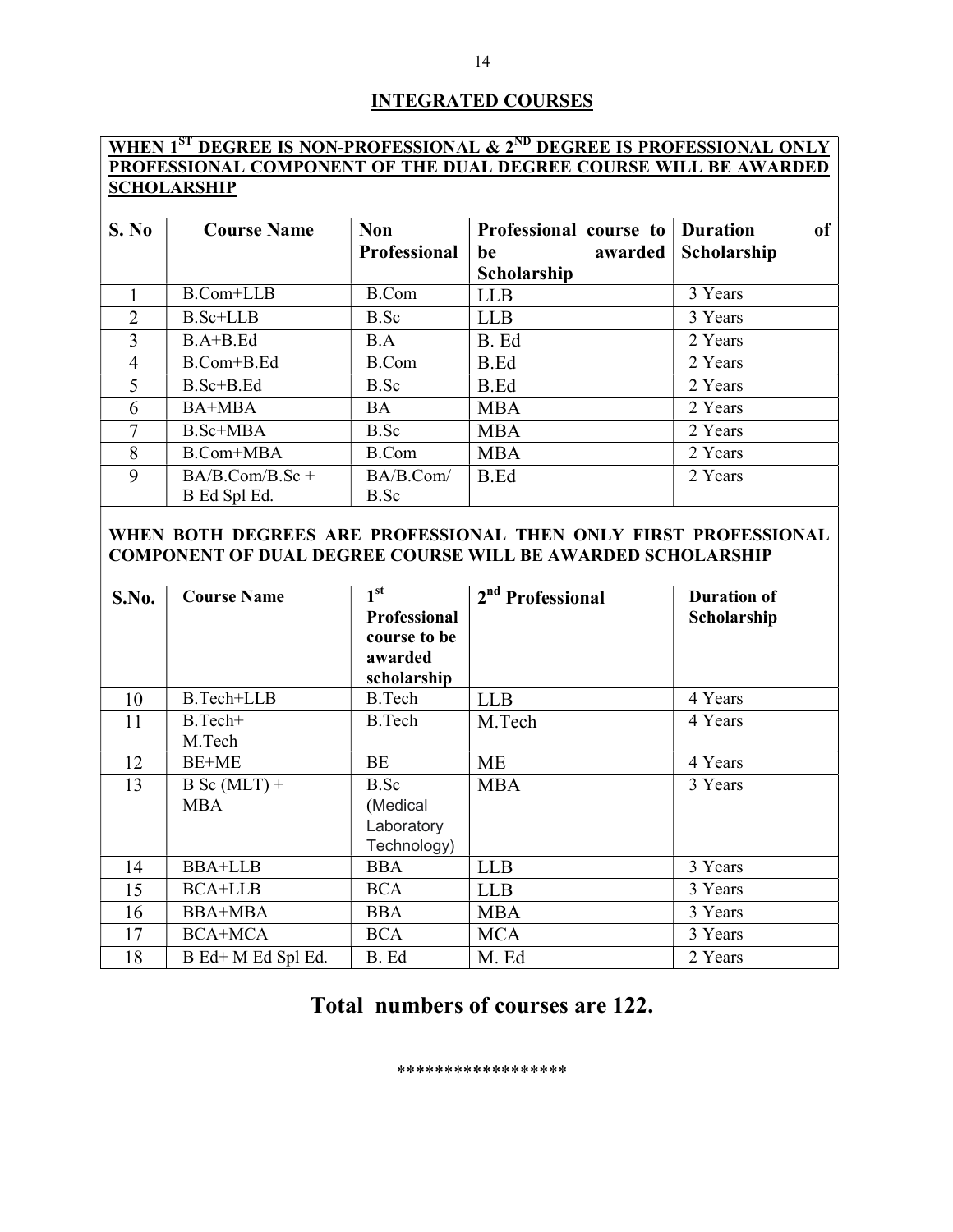## INTEGRATED COURSES

**WHEN 1ST DEGREE IS NON-PROFESSIONAL & 2ND DEGREE IS PROFESSIONAL ONLY PROFESSIONAL COMPONENT OF THE DUAL DEGREE COURSE WILL BE AWARDED SCHOLARSHIP**

| S. No | Course Name | Non Professional | Professional course to be awarded Scholarship | Duration of Scholarship |
|---|---|---|---|---|
| 1 | B.Com+LLB | B.Com | LLB | 3 Years |
| 2 | B.Sc+LLB | B.Sc | LLB | 3 Years |
| 3 | B.A+B.Ed | B.A | B. Ed | 2 Years |
| 4 | B.Com+B.Ed | B.Com | B.Ed | 2 Years |
| 5 | B.Sc+B.Ed | B.Sc | B.Ed | 2 Years |
| 6 | BA+MBA | BA | MBA | 2 Years |
| 7 | B.Sc+MBA | B.Sc | MBA | 2 Years |
| 8 | B.Com+MBA | B.Com | MBA | 2 Years |
| 9 | BA/B.Com/B.Sc + B Ed Spl Ed. | BA/B.Com/ B.Sc | B.Ed | 2 Years |

**WHEN BOTH DEGREES ARE PROFESSIONAL THEN ONLY FIRST PROFESSIONAL COMPONENT OF DUAL DEGREE COURSE WILL BE AWARDED SCHOLARSHIP**

| S.No. | Course Name | 1st Professional course to be awarded scholarship | 2nd Professional | Duration of Scholarship |
|---|---|---|---|---|
| 10 | B.Tech+LLB | B.Tech | LLB | 4 Years |
| 11 | B.Tech+ M.Tech | B.Tech | M.Tech | 4 Years |
| 12 | BE+ME | BE | ME | 4 Years |
| 13 | B Sc (MLT) + MBA | B.Sc (Medical Laboratory Technology) | MBA | 3 Years |
| 14 | BBA+LLB | BBA | LLB | 3 Years |
| 15 | BCA+LLB | BCA | LLB | 3 Years |
| 16 | BBA+MBA | BBA | MBA | 3 Years |
| 17 | BCA+MCA | BCA | MCA | 3 Years |
| 18 | B Ed+ M Ed Spl Ed. | B. Ed | M. Ed | 2 Years |

## Total numbers of courses are 122.

*****************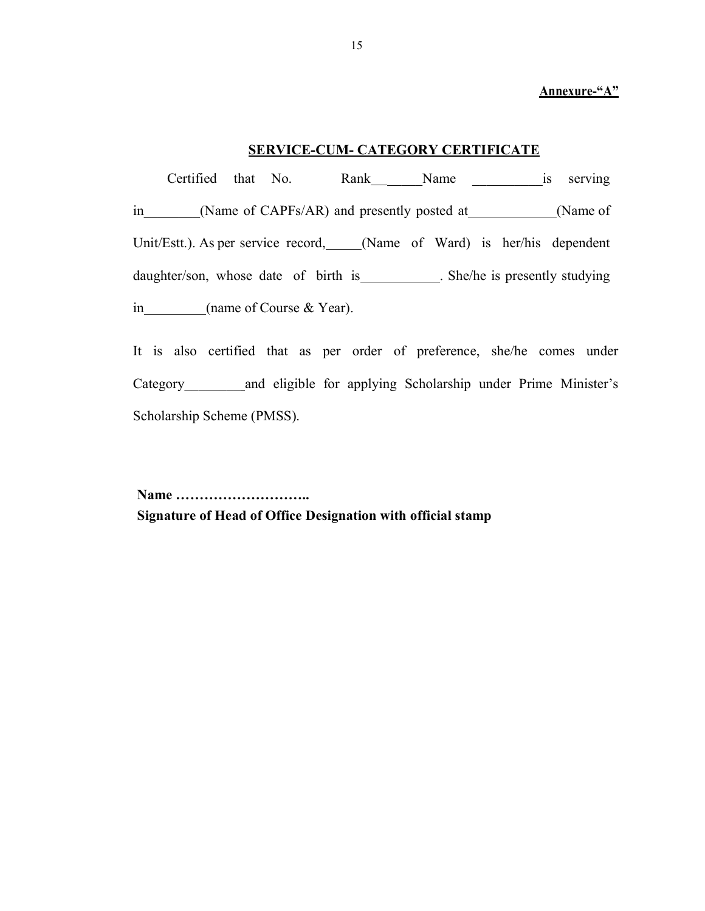**<u>Annexure-"A"</u>**

## <u>SERVICE-CUM- CATEGORY CERTIFICATE</u>

Certified that No. Rank________Name __________is serving in________(Name of CAPFs/AR) and presently posted at____________(Name of Unit/Estt.). As per service record,_____(Name of Ward) is her/his dependent daughter/son, whose date of birth is___________. She/he is presently studying in_________(name of Course & Year).

It is also certified that as per order of preference, she/he comes under Category________ and eligible for applying Scholarship under Prime Minister's Scholarship Scheme (PMSS).

**Name ………………………..**
**Signature of Head of Office Designation with official stamp**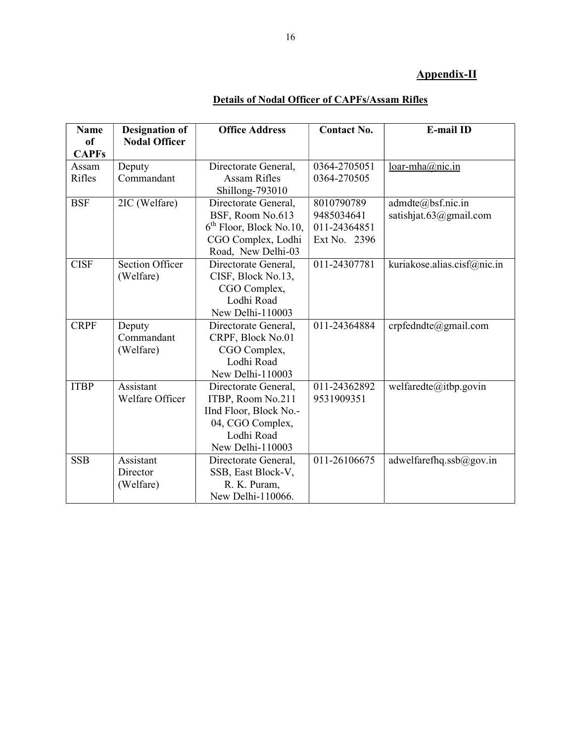## Appendix-II

### Details of Nodal Officer of CAPFs/Assam Rifles

| Name of CAPFs | Designation of Nodal Officer | Office Address | Contact No. | E-mail ID |
|---|---|---|---|---|
| Assam Rifles | Deputy Commandant | Directorate General, Assam Rifles Shillong-793010 | 0364-2705051 0364-270505 | loar-mha@nic.in |
| BSF | 2IC (Welfare) | Directorate General, BSF, Room No.613 6th Floor, Block No.10, CGO Complex, Lodhi Road, New Delhi-03 | 8010790789 9485034641 011-24364851 Ext No. 2396 | admdte@bsf.nic.in satishjat.63@gmail.com |
| CISF | Section Officer (Welfare) | Directorate General, CISF, Block No.13, CGO Complex, Lodhi Road New Delhi-110003 | 011-24307781 | kuriakose.alias.cisf@nic.in |
| CRPF | Deputy Commandant (Welfare) | Directorate General, CRPF, Block No.01 CGO Complex, Lodhi Road New Delhi-110003 | 011-24364884 | crpfedndte@gmail.com |
| ITBP | Assistant Welfare Officer | Directorate General, ITBP, Room No.211 IInd Floor, Block No.-04, CGO Complex, Lodhi Road New Delhi-110003 | 011-24362892 9531909351 | welfaredte@itbp.govin |
| SSB | Assistant Director (Welfare) | Directorate General, SSB, East Block-V, R. K. Puram, New Delhi-110066. | 011-26106675 | adwelfarefhq.ssb@gov.in |